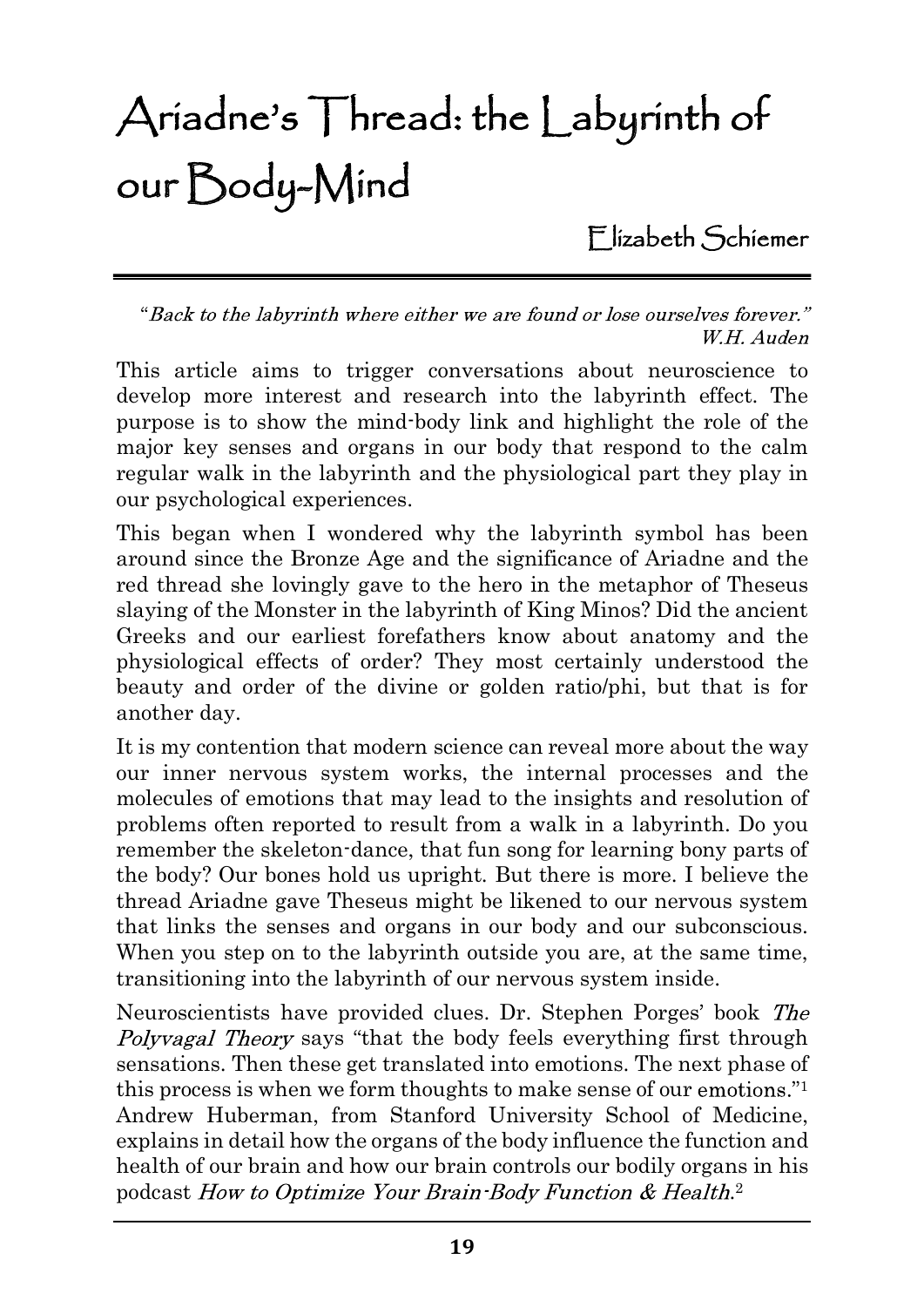# Ariadne's Thread: the Labyrinth of our Body-Mind

Elizabeth Schiemer

"*Back to the labyrinth where either we are found or lose ourselves forever.*"
*W.H. Auden*

This article aims to trigger conversations about neuroscience to develop more interest and research into the labyrinth effect. The purpose is to show the mind-body link and highlight the role of the major key senses and organs in our body that respond to the calm regular walk in the labyrinth and the physiological part they play in our psychological experiences.

This began when I wondered why the labyrinth symbol has been around since the Bronze Age and the significance of Ariadne and the red thread she lovingly gave to the hero in the metaphor of Theseus slaying of the Monster in the labyrinth of King Minos? Did the ancient Greeks and our earliest forefathers know about anatomy and the physiological effects of order? They most certainly understood the beauty and order of the divine or golden ratio/phi, but that is for another day.

It is my contention that modern science can reveal more about the way our inner nervous system works, the internal processes and the molecules of emotions that may lead to the insights and resolution of problems often reported to result from a walk in a labyrinth. Do you remember the skeleton-dance, that fun song for learning bony parts of the body? Our bones hold us upright. But there is more. I believe the thread Ariadne gave Theseus might be likened to our nervous system that links the senses and organs in our body and our subconscious. When you step on to the labyrinth outside you are, at the same time, transitioning into the labyrinth of our nervous system inside.

Neuroscientists have provided clues. Dr. Stephen Porges' book *The Polyvagal Theory* says "that the body feels everything first through sensations. Then these get translated into emotions. The next phase of this process is when we form thoughts to make sense of our emotions."[1] Andrew Huberman, from Stanford University School of Medicine, explains in detail how the organs of the body influence the function and health of our brain and how our brain controls our bodily organs in his podcast *How to Optimize Your Brain-Body Function & Health*.[2]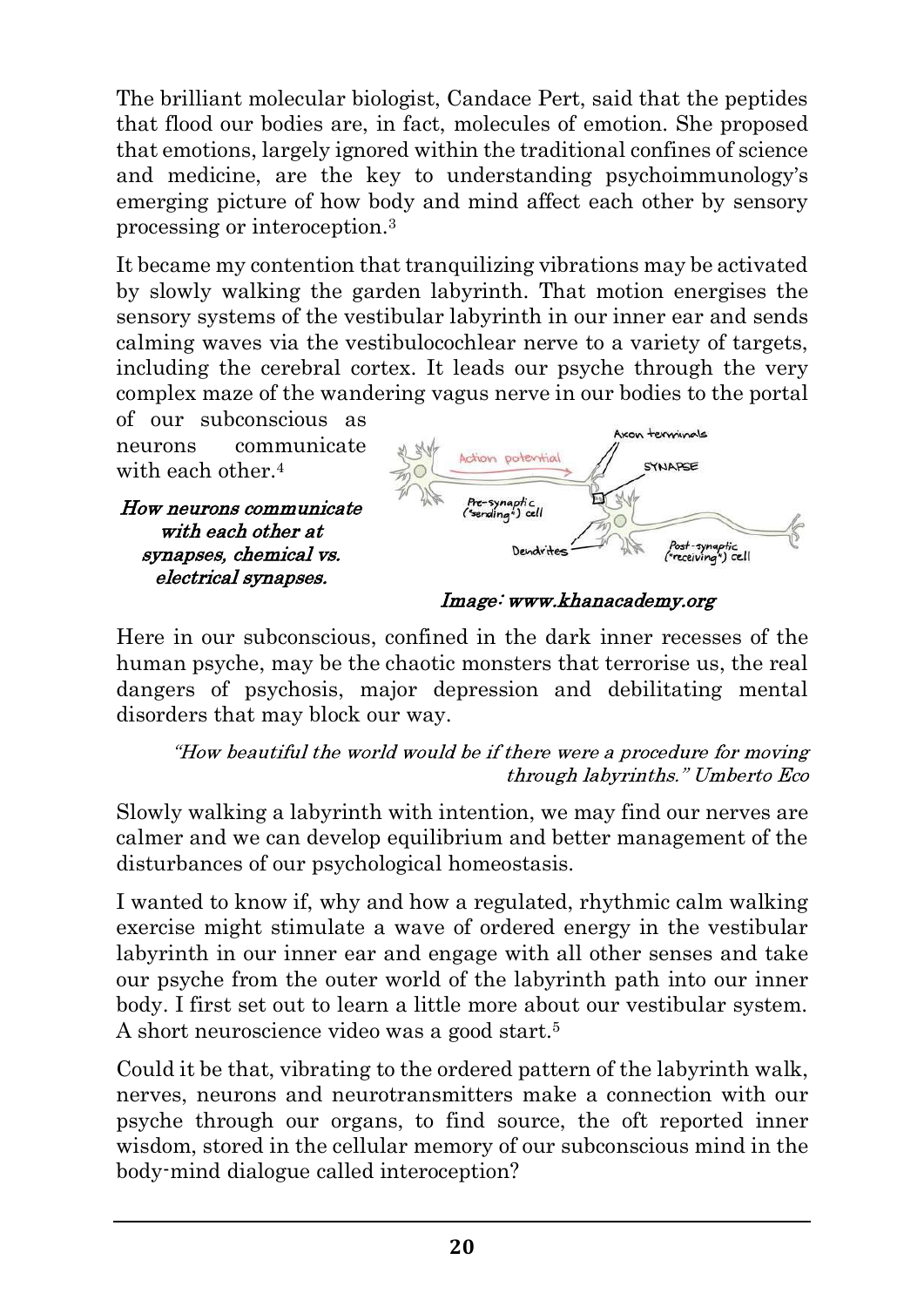The brilliant molecular biologist, Candace Pert, said that the peptides that flood our bodies are, in fact, molecules of emotion. She proposed that emotions, largely ignored within the traditional confines of science and medicine, are the key to understanding psychoimmunology's emerging picture of how body and mind affect each other by sensory processing or interoception.[3]

It became my contention that tranquilizing vibrations may be activated by slowly walking the garden labyrinth. That motion energises the sensory systems of the vestibular labyrinth in our inner ear and sends calming waves via the vestibulocochlear nerve to a variety of targets, including the cerebral cortex. It leads our psyche through the very complex maze of the wandering vagus nerve in our bodies to the portal of our subconscious as neurons communicate with each other.[4]

*How neurons communicate with each other at synapses, chemical vs. electrical synapses.*

*Image: www.khanacademy.org*

Here in our subconscious, confined in the dark inner recesses of the human psyche, may be the chaotic monsters that terrorise us, the real dangers of psychosis, major depression and debilitating mental disorders that may block our way.

> *"How beautiful the world would be if there were a procedure for moving through labyrinths." Umberto Eco*

Slowly walking a labyrinth with intention, we may find our nerves are calmer and we can develop equilibrium and better management of the disturbances of our psychological homeostasis.

I wanted to know if, why and how a regulated, rhythmic calm walking exercise might stimulate a wave of ordered energy in the vestibular labyrinth in our inner ear and engage with all other senses and take our psyche from the outer world of the labyrinth path into our inner body. I first set out to learn a little more about our vestibular system. A short neuroscience video was a good start.[5]

Could it be that, vibrating to the ordered pattern of the labyrinth walk, nerves, neurons and neurotransmitters make a connection with our psyche through our organs, to find source, the oft reported inner wisdom, stored in the cellular memory of our subconscious mind in the body-mind dialogue called interoception?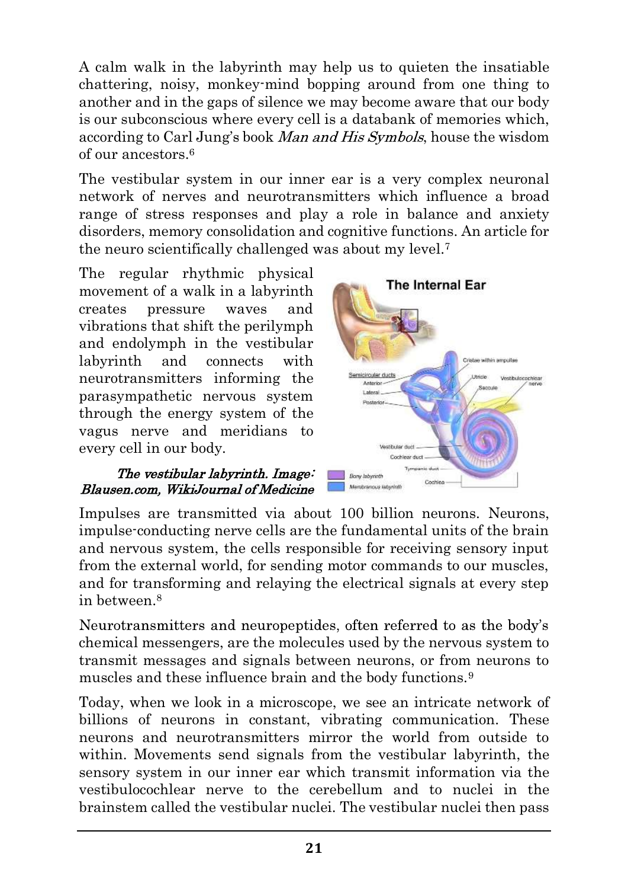A calm walk in the labyrinth may help us to quieten the insatiable chattering, noisy, monkey-mind bopping around from one thing to another and in the gaps of silence we may become aware that our body is our subconscious where every cell is a databank of memories which, according to Carl Jung's book *Man and His Symbols*, house the wisdom of our ancestors.[6]

The vestibular system in our inner ear is a very complex neuronal network of nerves and neurotransmitters which influence a broad range of stress responses and play a role in balance and anxiety disorders, memory consolidation and cognitive functions. An article for the neuro scientifically challenged was about my level.[7]

The regular rhythmic physical movement of a walk in a labyrinth creates pressure waves and vibrations that shift the perilymph and endolymph in the vestibular labyrinth and connects with neurotransmitters informing the parasympathetic nervous system through the energy system of the vagus nerve and meridians to every cell in our body.

*The vestibular labyrinth. Image: Blausen.com, WikiJournal of Medicine*

Impulses are transmitted via about 100 billion neurons. Neurons, impulse-conducting nerve cells are the fundamental units of the brain and nervous system, the cells responsible for receiving sensory input from the external world, for sending motor commands to our muscles, and for transforming and relaying the electrical signals at every step in between.[8]

Neurotransmitters and neuropeptides, often referred to as the body's chemical messengers, are the molecules used by the nervous system to transmit messages and signals between neurons, or from neurons to muscles and these influence brain and the body functions.[9]

Today, when we look in a microscope, we see an intricate network of billions of neurons in constant, vibrating communication. These neurons and neurotransmitters mirror the world from outside to within. Movements send signals from the vestibular labyrinth, the sensory system in our inner ear which transmit information via the vestibulocochlear nerve to the cerebellum and to nuclei in the brainstem called the vestibular nuclei. The vestibular nuclei then pass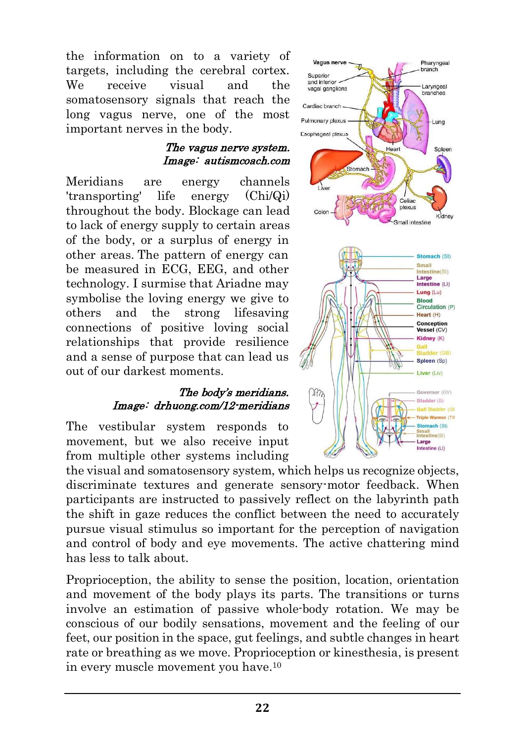the information on to a variety of targets, including the cerebral cortex. We receive visual and the somatosensory signals that reach the long vagus nerve, one of the most important nerves in the body.

*The vagus nerve system. Image: autismcoach.com*

Meridians are energy channels 'transporting' life energy (Chi/Qi) throughout the body. Blockage can lead to lack of energy supply to certain areas of the body, or a surplus of energy in other areas. The pattern of energy can be measured in ECG, EEG, and other technology. I surmise that Ariadne may symbolise the loving energy we give to others and the strong lifesaving connections of positive loving social relationships that provide resilience and a sense of purpose that can lead us out of our darkest moments.

*The body's meridians. Image: drhuong.com/12-meridians*

The vestibular system responds to movement, but we also receive input from multiple other systems including the visual and somatosensory system, which helps us recognize objects, discriminate textures and generate sensory-motor feedback. When participants are instructed to passively reflect on the labyrinth path the shift in gaze reduces the conflict between the need to accurately pursue visual stimulus so important for the perception of navigation and control of body and eye movements. The active chattering mind has less to talk about.

Proprioception, the ability to sense the position, location, orientation and movement of the body plays its parts. The transitions or turns involve an estimation of passive whole-body rotation. We may be conscious of our bodily sensations, movement and the feeling of our feet, our position in the space, gut feelings, and subtle changes in heart rate or breathing as we move. Proprioception or kinesthesia, is present in every muscle movement you have.[10]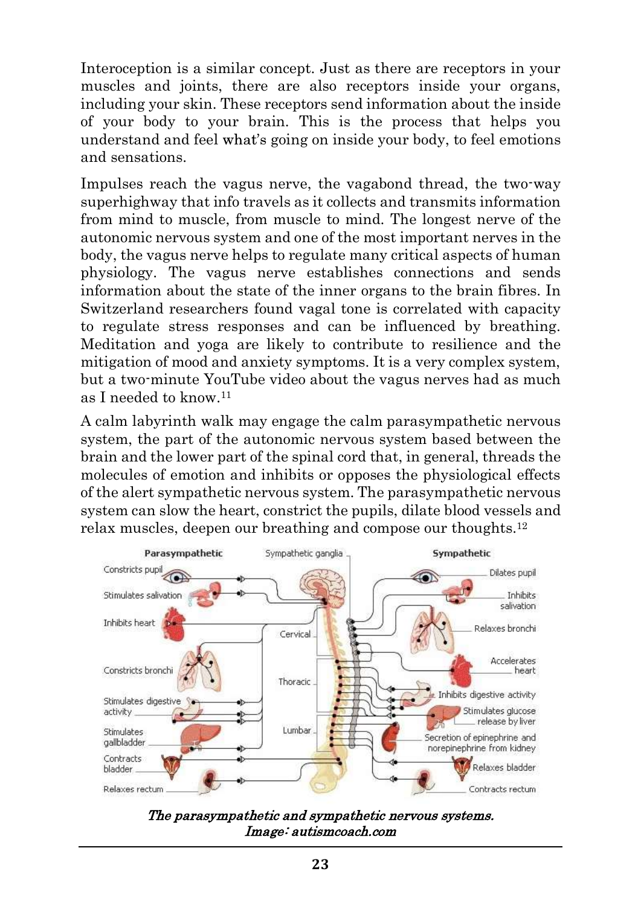Interoception is a similar concept. Just as there are receptors in your muscles and joints, there are also receptors inside your organs, including your skin. These receptors send information about the inside of your body to your brain. This is the process that helps you understand and feel what's going on inside your body, to feel emotions and sensations.

Impulses reach the vagus nerve, the vagabond thread, the two-way superhighway that info travels as it collects and transmits information from mind to muscle, from muscle to mind. The longest nerve of the autonomic nervous system and one of the most important nerves in the body, the vagus nerve helps to regulate many critical aspects of human physiology. The vagus nerve establishes connections and sends information about the state of the inner organs to the brain fibres. In Switzerland researchers found vagal tone is correlated with capacity to regulate stress responses and can be influenced by breathing. Meditation and yoga are likely to contribute to resilience and the mitigation of mood and anxiety symptoms. It is a very complex system, but a two-minute YouTube video about the vagus nerves had as much as I needed to know.[11]

A calm labyrinth walk may engage the calm parasympathetic nervous system, the part of the autonomic nervous system based between the brain and the lower part of the spinal cord that, in general, threads the molecules of emotion and inhibits or opposes the physiological effects of the alert sympathetic nervous system. The parasympathetic nervous system can slow the heart, constrict the pupils, dilate blood vessels and relax muscles, deepen our breathing and compose our thoughts.[12]

*The parasympathetic and sympathetic nervous systems. Image: autismcoach.com*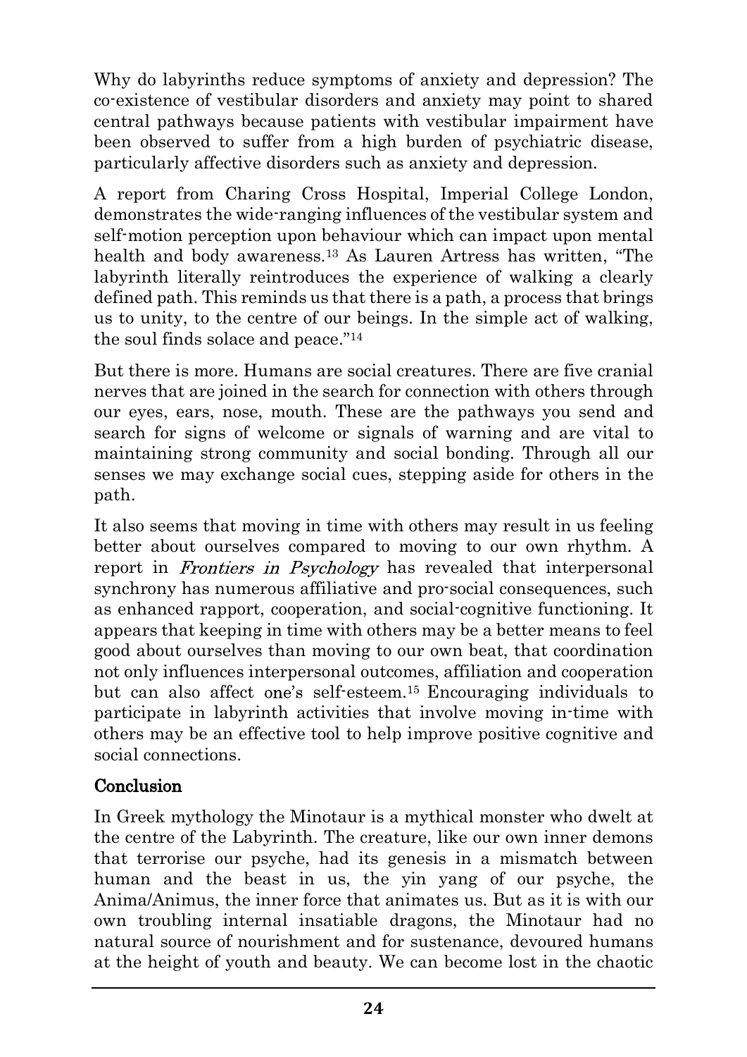Why do labyrinths reduce symptoms of anxiety and depression? The co-existence of vestibular disorders and anxiety may point to shared central pathways because patients with vestibular impairment have been observed to suffer from a high burden of psychiatric disease, particularly affective disorders such as anxiety and depression.

A report from Charing Cross Hospital, Imperial College London, demonstrates the wide-ranging influences of the vestibular system and self-motion perception upon behaviour which can impact upon mental health and body awareness.[13] As Lauren Artress has written, "The labyrinth literally reintroduces the experience of walking a clearly defined path. This reminds us that there is a path, a process that brings us to unity, to the centre of our beings. In the simple act of walking, the soul finds solace and peace."[14]

But there is more. Humans are social creatures. There are five cranial nerves that are joined in the search for connection with others through our eyes, ears, nose, mouth. These are the pathways you send and search for signs of welcome or signals of warning and are vital to maintaining strong community and social bonding. Through all our senses we may exchange social cues, stepping aside for others in the path.

It also seems that moving in time with others may result in us feeling better about ourselves compared to moving to our own rhythm. A report in *Frontiers in Psychology* has revealed that interpersonal synchrony has numerous affiliative and pro-social consequences, such as enhanced rapport, cooperation, and social-cognitive functioning. It appears that keeping in time with others may be a better means to feel good about ourselves than moving to our own beat, that coordination not only influences interpersonal outcomes, affiliation and cooperation but can also affect one's self-esteem.[15] Encouraging individuals to participate in labyrinth activities that involve moving in-time with others may be an effective tool to help improve positive cognitive and social connections.

## Conclusion

In Greek mythology the Minotaur is a mythical monster who dwelt at the centre of the Labyrinth. The creature, like our own inner demons that terrorise our psyche, had its genesis in a mismatch between human and the beast in us, the yin yang of our psyche, the Anima/Animus, the inner force that animates us. But as it is with our own troubling internal insatiable dragons, the Minotaur had no natural source of nourishment and for sustenance, devoured humans at the height of youth and beauty. We can become lost in the chaotic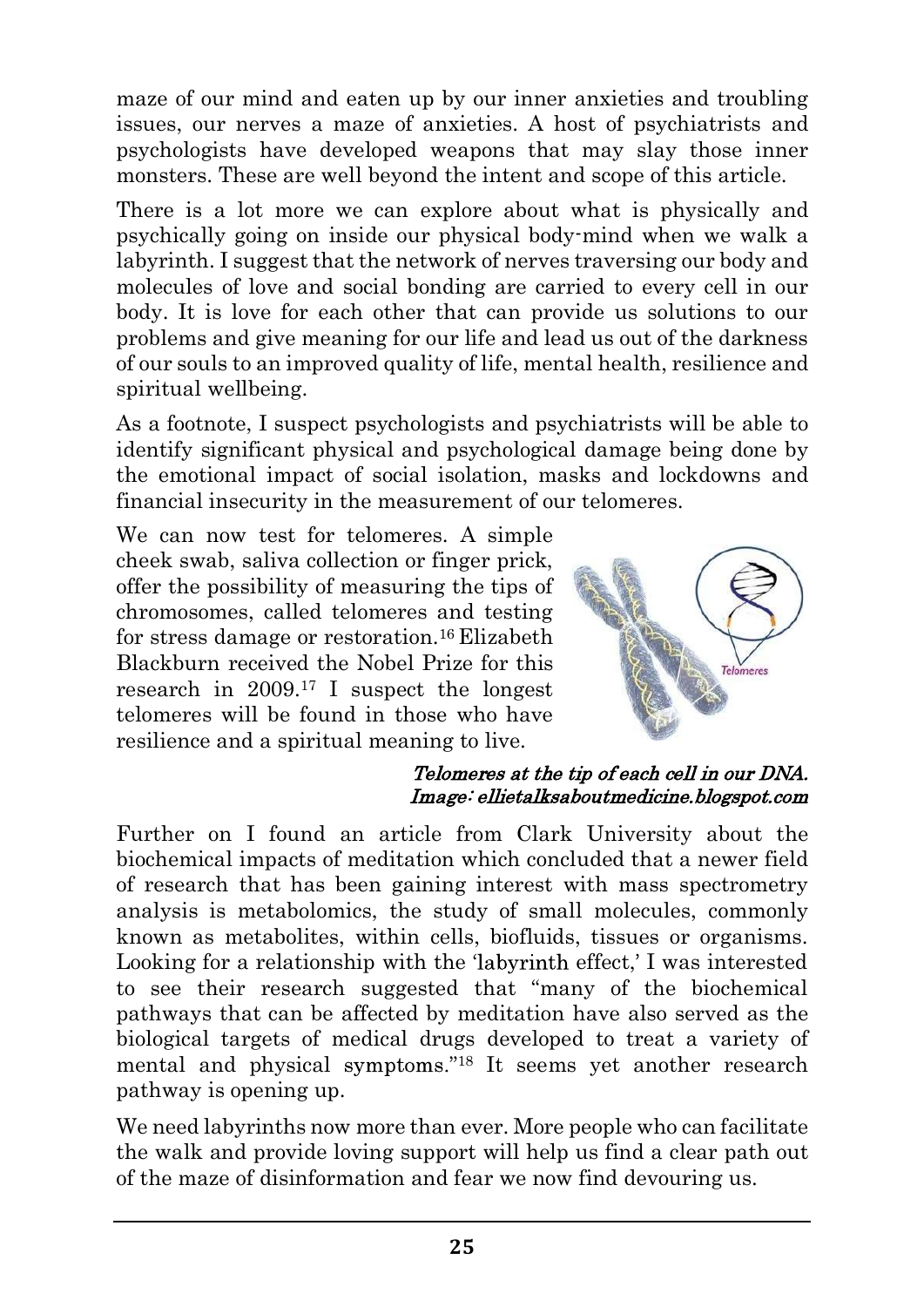maze of our mind and eaten up by our inner anxieties and troubling issues, our nerves a maze of anxieties. A host of psychiatrists and psychologists have developed weapons that may slay those inner monsters. These are well beyond the intent and scope of this article.

There is a lot more we can explore about what is physically and psychically going on inside our physical body-mind when we walk a labyrinth. I suggest that the network of nerves traversing our body and molecules of love and social bonding are carried to every cell in our body. It is love for each other that can provide us solutions to our problems and give meaning for our life and lead us out of the darkness of our souls to an improved quality of life, mental health, resilience and spiritual wellbeing.

As a footnote, I suspect psychologists and psychiatrists will be able to identify significant physical and psychological damage being done by the emotional impact of social isolation, masks and lockdowns and financial insecurity in the measurement of our telomeres.

We can now test for telomeres. A simple cheek swab, saliva collection or finger prick, offer the possibility of measuring the tips of chromosomes, called telomeres and testing for stress damage or restoration.[16] Elizabeth Blackburn received the Nobel Prize for this research in 2009.[17] I suspect the longest telomeres will be found in those who have resilience and a spiritual meaning to live.

Telomeres

*Telomeres at the tip of each cell in our DNA. Image: ellietalksaboutmedicine.blogspot.com*

Further on I found an article from Clark University about the biochemical impacts of meditation which concluded that a newer field of research that has been gaining interest with mass spectrometry analysis is metabolomics, the study of small molecules, commonly known as metabolites, within cells, biofluids, tissues or organisms. Looking for a relationship with the 'labyrinth effect,' I was interested to see their research suggested that "many of the biochemical pathways that can be affected by meditation have also served as the biological targets of medical drugs developed to treat a variety of mental and physical symptoms."[18] It seems yet another research pathway is opening up.

We need labyrinths now more than ever. More people who can facilitate the walk and provide loving support will help us find a clear path out of the maze of disinformation and fear we now find devouring us.